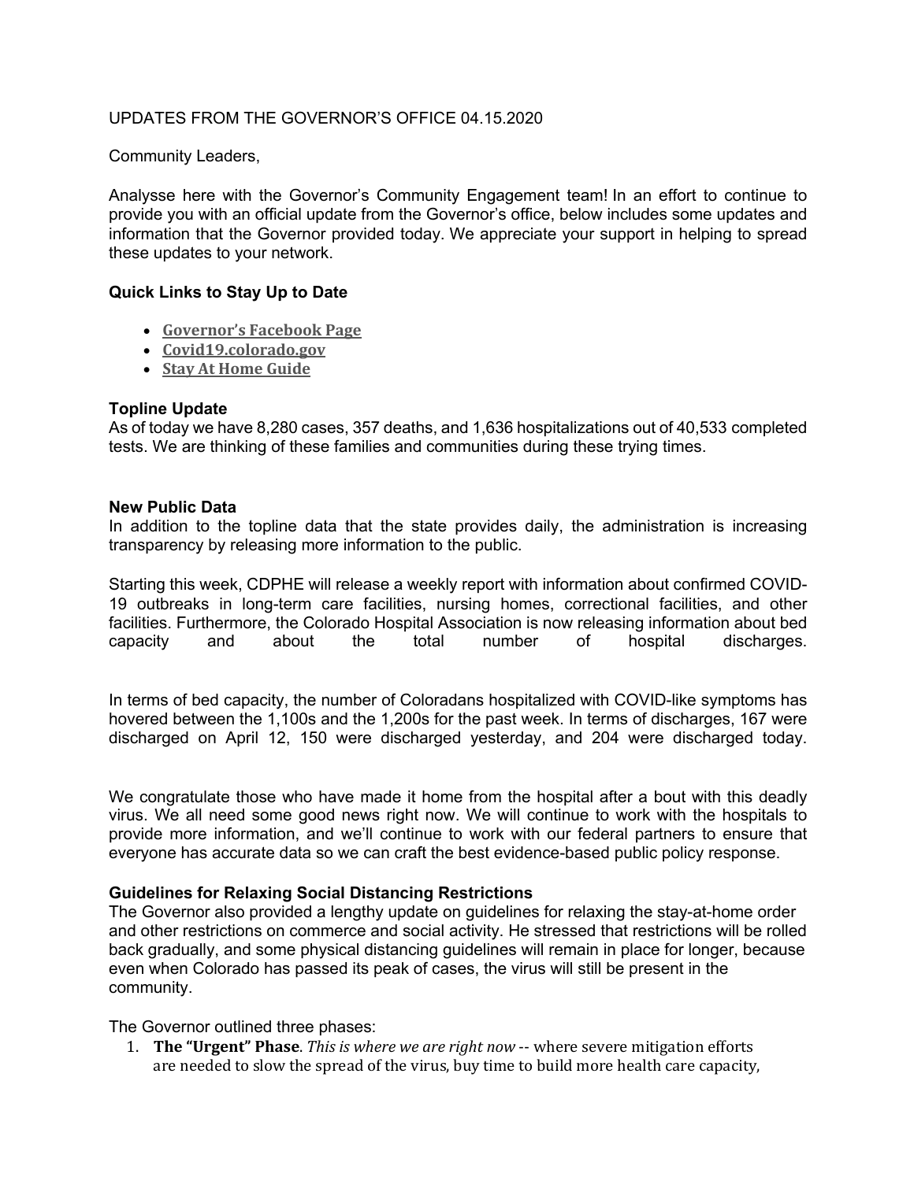UPDATES FROM THE GOVERNOR'S OFFICE 04.15.2020

Community Leaders,

Analysse here with the Governor's Community Engagement team! In an effort to continue to provide you with an official update from the Governor's office, below includes some updates and information that the Governor provided today. We appreciate your support in helping to spread these updates to your network.

### Quick Links to Stay Up to Date

- **Governor's Facebook Page**
- **Covid19.colorado.gov**
- **Stay At Home Guide**

### Topline Update

As of today we have 8,280 cases, 357 deaths, and 1,636 hospitalizations out of 40,533 completed tests. We are thinking of these families and communities during these trying times.

### New Public Data

In addition to the topline data that the state provides daily, the administration is increasing transparency by releasing more information to the public.

Starting this week, CDPHE will release a weekly report with information about confirmed COVID-19 outbreaks in long-term care facilities, nursing homes, correctional facilities, and other facilities. Furthermore, the Colorado Hospital Association is now releasing information about bed capacity and about the total number of hospital discharges.

In terms of bed capacity, the number of Coloradans hospitalized with COVID-like symptoms has hovered between the 1,100s and the 1,200s for the past week. In terms of discharges, 167 were discharged on April 12, 150 were discharged yesterday, and 204 were discharged today.

We congratulate those who have made it home from the hospital after a bout with this deadly virus. We all need some good news right now. We will continue to work with the hospitals to provide more information, and we'll continue to work with our federal partners to ensure that everyone has accurate data so we can craft the best evidence-based public policy response.

### Guidelines for Relaxing Social Distancing Restrictions

The Governor also provided a lengthy update on guidelines for relaxing the stay-at-home order and other restrictions on commerce and social activity. He stressed that restrictions will be rolled back gradually, and some physical distancing guidelines will remain in place for longer, because even when Colorado has passed its peak of cases, the virus will still be present in the community.

The Governor outlined three phases:

1. **The "Urgent" Phase**. *This is where we are right now* -- where severe mitigation efforts are needed to slow the spread of the virus, buy time to build more health care capacity,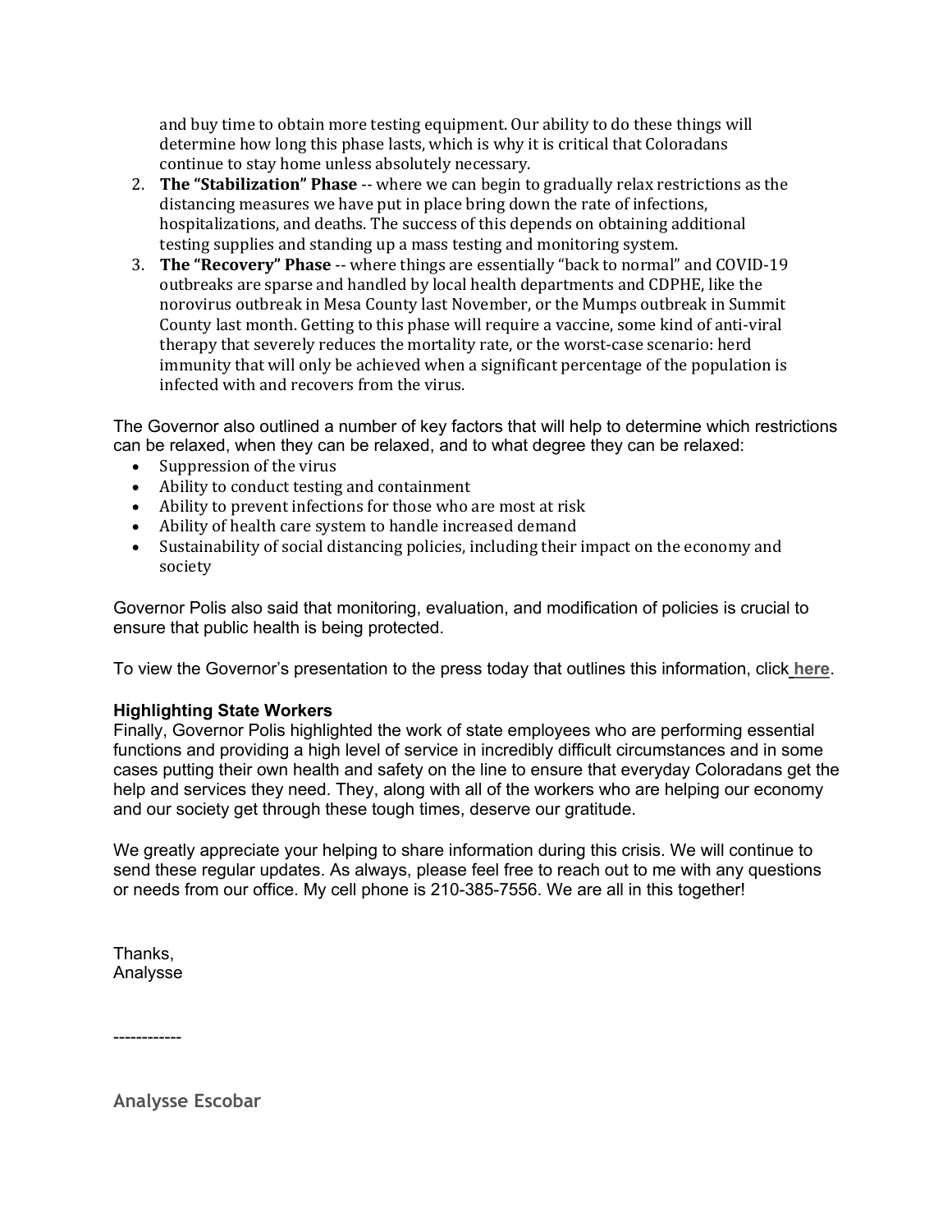and buy time to obtain more testing equipment. Our ability to do these things will determine how long this phase lasts, which is why it is critical that Coloradans continue to stay home unless absolutely necessary.

2. **The "Stabilization" Phase** -- where we can begin to gradually relax restrictions as the distancing measures we have put in place bring down the rate of infections, hospitalizations, and deaths. The success of this depends on obtaining additional testing supplies and standing up a mass testing and monitoring system.
3. **The "Recovery" Phase** -- where things are essentially "back to normal" and COVID-19 outbreaks are sparse and handled by local health departments and CDPHE, like the norovirus outbreak in Mesa County last November, or the Mumps outbreak in Summit County last month. Getting to this phase will require a vaccine, some kind of anti-viral therapy that severely reduces the mortality rate, or the worst-case scenario: herd immunity that will only be achieved when a significant percentage of the population is infected with and recovers from the virus.

The Governor also outlined a number of key factors that will help to determine which restrictions can be relaxed, when they can be relaxed, and to what degree they can be relaxed:

- Suppression of the virus
- Ability to conduct testing and containment
- Ability to prevent infections for those who are most at risk
- Ability of health care system to handle increased demand
- Sustainability of social distancing policies, including their impact on the economy and society

Governor Polis also said that monitoring, evaluation, and modification of policies is crucial to ensure that public health is being protected.

To view the Governor's presentation to the press today that outlines this information, click **here**.

**Highlighting State Workers**

Finally, Governor Polis highlighted the work of state employees who are performing essential functions and providing a high level of service in incredibly difficult circumstances and in some cases putting their own health and safety on the line to ensure that everyday Coloradans get the help and services they need. They, along with all of the workers who are helping our economy and our society get through these tough times, deserve our gratitude.

We greatly appreciate your helping to share information during this crisis. We will continue to send these regular updates. As always, please feel free to reach out to me with any questions or needs from our office. My cell phone is 210-385-7556. We are all in this together!

Thanks,
Analysse

------------

**Analysse Escobar**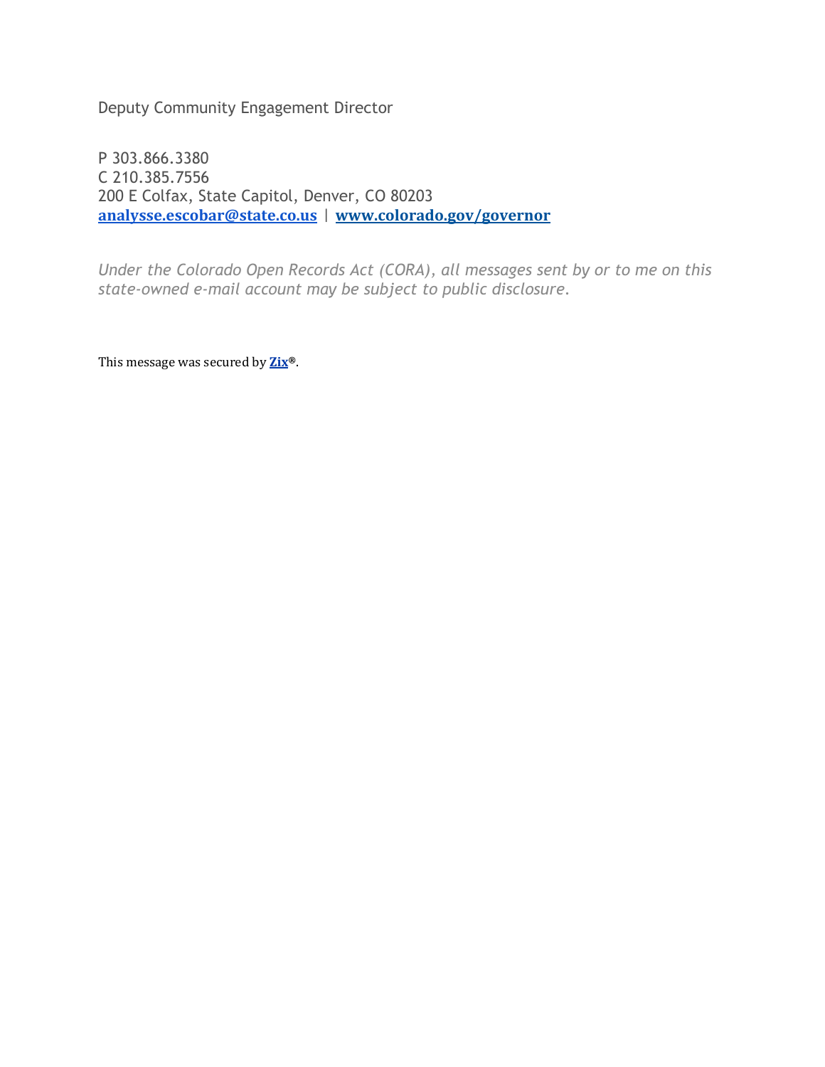Deputy Community Engagement Director

P 303.866.3380
C 210.385.7556
200 E Colfax, State Capitol, Denver, CO 80203
**[analysse.escobar@state.co.us](mailto:analysse.escobar@state.co.us)** | **[www.colorado.gov/governor](http://www.colorado.gov/governor)**

*Under the Colorado Open Records Act (CORA), all messages sent by or to me on this state-owned e-mail account may be subject to public disclosure.*

This message was secured by **Zix**®.